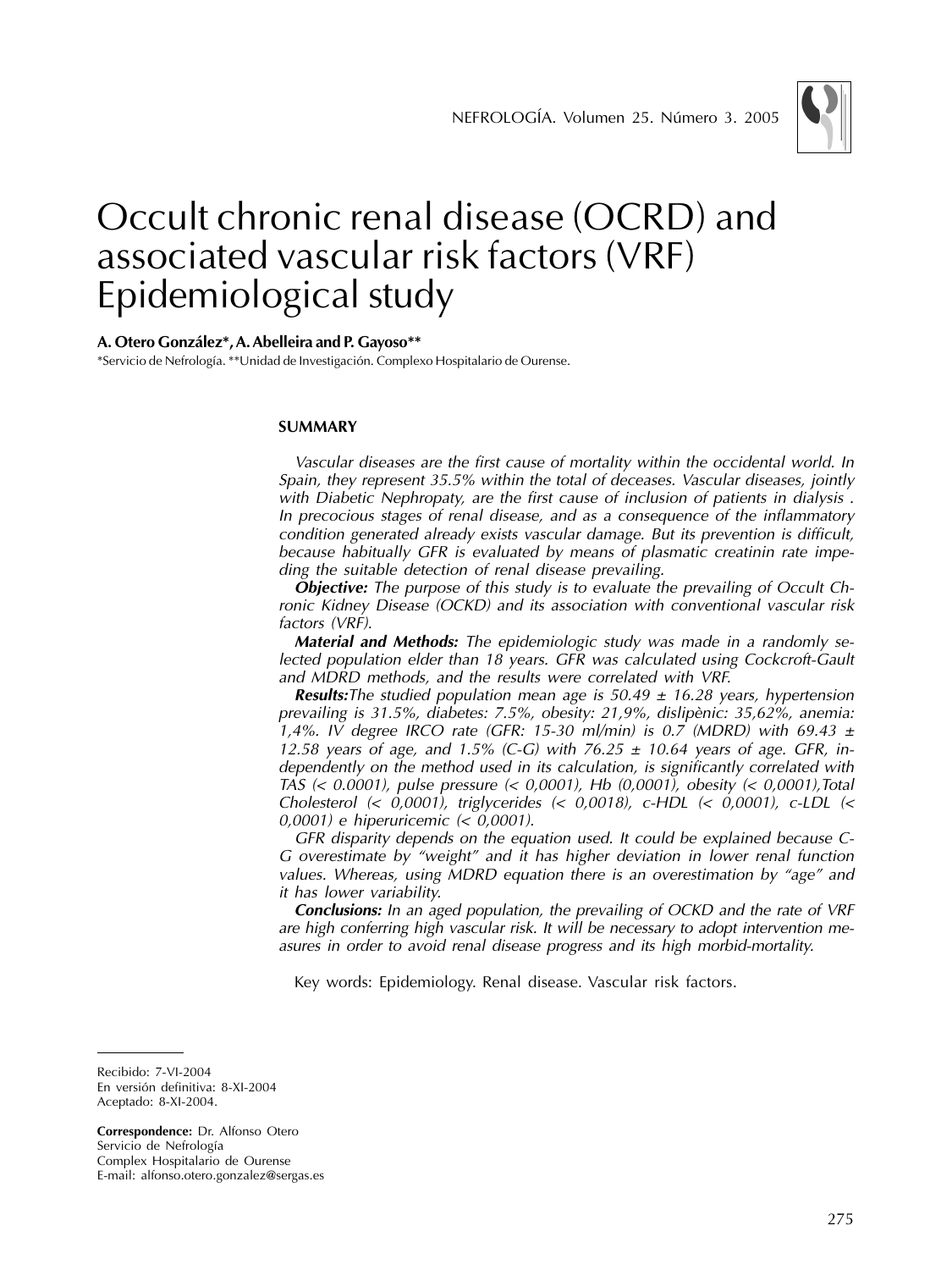# Occult chronic renal disease (OCRD) and associated vascular risk factors (VRF) Epidemiological study

**A. Otero González\*, A. Abelleira and P. Gayoso\*\***

\*Servicio de Nefrología. \*\*Unidad de Investigación. Complexo Hospitalario de Ourense.

## SUMMARY

*Vascular diseases are the first cause of mortality within the occidental world. In Spain, they represent 35.5% within the total of deceases. Vascular diseases, jointly with Diabetic Nephropaty, are the first cause of inclusion of patients in dialysis . In precocious stages of renal disease, and as a consequence of the inflammatory condition generated already exists vascular damage. But its prevention is difficult, because habitually GFR is evaluated by means of plasmatic creatinin rate impeding the suitable detection of renal disease prevailing.*

***Objective:*** *The purpose of this study is to evaluate the prevailing of Occult Chronic Kidney Disease (OCKD) and its association with conventional vascular risk factors (VRF).*

***Material and Methods:*** *The epidemiologic study was made in a randomly selected population elder than 18 years. GFR was calculated using Cockcroft-Gault and MDRD methods, and the results were correlated with VRF.*

***Results:*** *The studied population mean age is 50.49 ± 16.28 years, hypertension prevailing is 31.5%, diabetes: 7.5%, obesity: 21,9%, dislipènic: 35,62%, anemia: 1,4%. IV degree IRCO rate (GFR: 15-30 ml/min) is 0.7 (MDRD) with 69.43 ± 12.58 years of age, and 1.5% (C-G) with 76.25 ± 10.64 years of age. GFR, independently on the method used in its calculation, is significantly correlated with TAS (< 0.0001), pulse pressure (< 0,0001), Hb (0,0001), obesity (< 0,0001),Total Cholesterol (< 0,0001), triglycerides (< 0,0018), c-HDL (< 0,0001), c-LDL (< 0,0001) e hiperuricemic (< 0,0001).*

*GFR disparity depends on the equation used. It could be explained because C-G overestimate by "weight" and it has higher deviation in lower renal function values. Whereas, using MDRD equation there is an overestimation by "age" and it has lower variability.*

***Conclusions:*** *In an aged population, the prevailing of OCKD and the rate of VRF are high conferring high vascular risk. It will be necessary to adopt intervention measures in order to avoid renal disease progress and its high morbid-mortality.*

Key words: Epidemiology. Renal disease. Vascular risk factors.

---

Recibido: 7-VI-2004
En versión definitiva: 8-XI-2004
Aceptado: 8-XI-2004.

**Correspondence:** Dr. Alfonso Otero
Servicio de Nefrología
Complex Hospitalario de Ourense
E-mail: alfonso.otero.gonzalez@sergas.es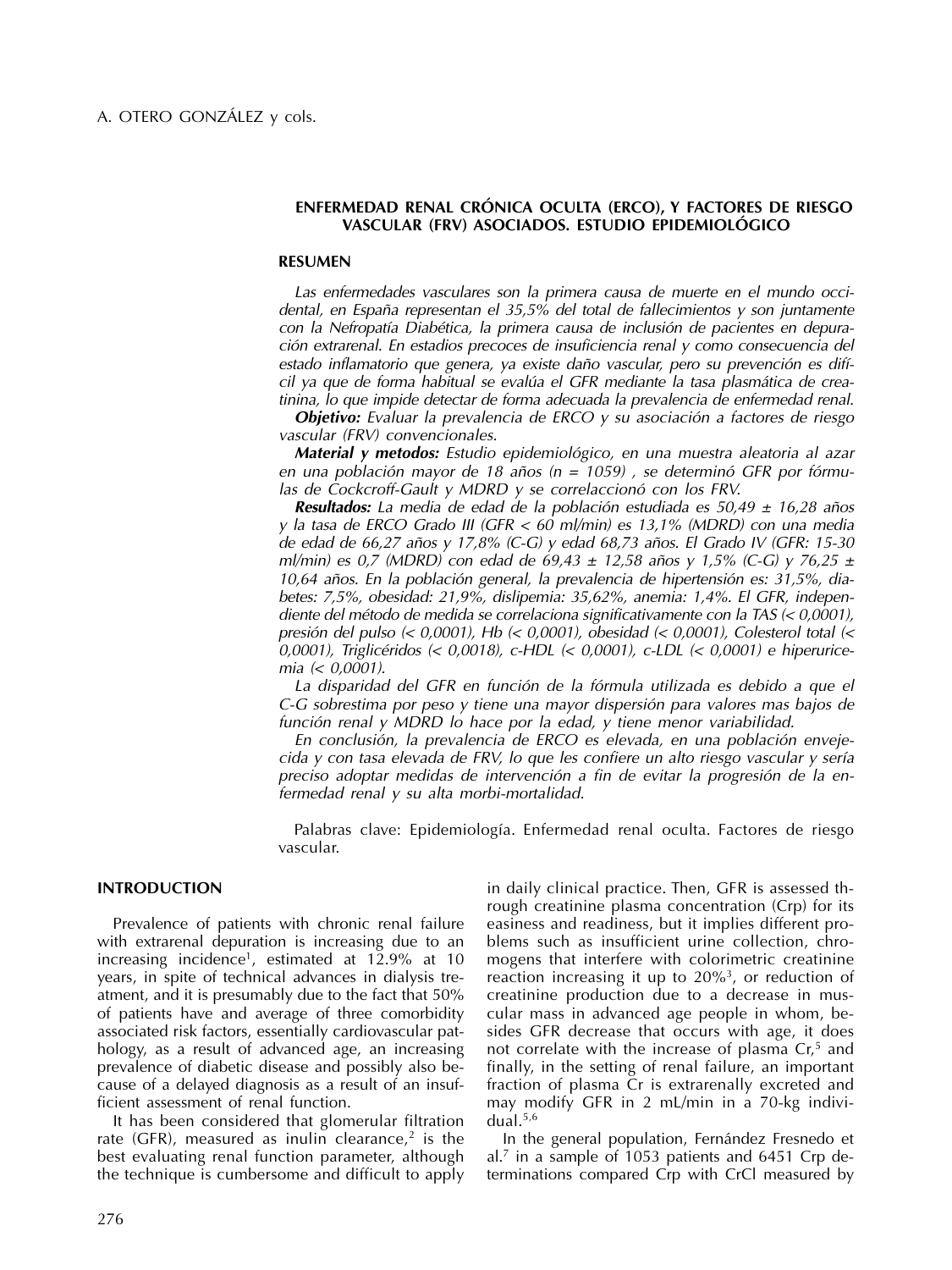## ENFERMEDAD RENAL CRÓNICA OCULTA (ERCO), Y FACTORES DE RIESGO VASCULAR (FRV) ASOCIADOS. ESTUDIO EPIDEMIOLÓGICO

### RESUMEN

*Las enfermedades vasculares son la primera causa de muerte en el mundo occidental, en España representan el 35,5% del total de fallecimientos y son juntamente con la Nefropatía Diabética, la primera causa de inclusión de pacientes en depuración extrarenal. En estadios precoces de insuficiencia renal y como consecuencia del estado inflamatorio que genera, ya existe daño vascular, pero su prevención es difícil ya que de forma habitual se evalúa el GFR mediante la tasa plasmática de creatinina, lo que impide detectar de forma adecuada la prevalencia de enfermedad renal.*

***Objetivo:*** *Evaluar la prevalencia de ERCO y su asociación a factores de riesgo vascular (FRV) convencionales.*

***Material y metodos:*** *Estudio epidemiológico, en una muestra aleatoria al azar en una población mayor de 18 años (n = 1059) , se determinó GFR por fórmulas de Cockcroff-Gault y MDRD y se correlaccionó con los FRV.*

***Resultados:*** *La media de edad de la población estudiada es 50,49 ± 16,28 años y la tasa de ERCO Grado III (GFR < 60 ml/min) es 13,1% (MDRD) con una media de edad de 66,27 años y 17,8% (C-G) y edad 68,73 años. El Grado IV (GFR: 15-30 ml/min) es 0,7 (MDRD) con edad de 69,43 ± 12,58 años y 1,5% (C-G) y 76,25 ± 10,64 años. En la población general, la prevalencia de hipertensión es: 31,5%, diabetes: 7,5%, obesidad: 21,9%, dislipemia: 35,62%, anemia: 1,4%. El GFR, independiente del método de medida se correlaciona significativamente con la TAS (< 0,0001), presión del pulso (< 0,0001), Hb (< 0,0001), obesidad (< 0,0001), Colesterol total (< 0,0001), Triglicéridos (< 0,0018), c-HDL (< 0,0001), c-LDL (< 0,0001) e hiperuricemia (< 0,0001).*

*La disparidad del GFR en función de la fórmula utilizada es debido a que el C-G sobrestima por peso y tiene una mayor dispersión para valores mas bajos de función renal y MDRD lo hace por la edad, y tiene menor variabilidad.*

*En conclusión, la prevalencia de ERCO es elevada, en una población envejecida y con tasa elevada de FRV, lo que les confiere un alto riesgo vascular y sería preciso adoptar medidas de intervención a fin de evitar la progresión de la enfermedad renal y su alta morbi-mortalidad.*

Palabras clave: Epidemiología. Enfermedad renal oculta. Factores de riesgo vascular.

## INTRODUCTION

Prevalence of patients with chronic renal failure with extrarenal depuration is increasing due to an increasing incidence[1], estimated at 12.9% at 10 years, in spite of technical advances in dialysis treatment, and it is presumably due to the fact that 50% of patients have and average of three comorbidity associated risk factors, essentially cardiovascular pathology, as a result of advanced age, an increasing prevalence of diabetic disease and possibly also because of a delayed diagnosis as a result of an insufficient assessment of renal function.

It has been considered that glomerular filtration rate (GFR), measured as inulin clearance,[2] is the best evaluating renal function parameter, although the technique is cumbersome and difficult to apply in daily clinical practice. Then, GFR is assessed through creatinine plasma concentration (Crp) for its easiness and readiness, but it implies different problems such as insufficient urine collection, chromogens that interfere with colorimetric creatinine reaction increasing it up to 20%[3], or reduction of creatinine production due to a decrease in muscular mass in advanced age people in whom, besides GFR decrease that occurs with age, it does not correlate with the increase of plasma Cr,[5] and finally, in the setting of renal failure, an important fraction of plasma Cr is extrarenally excreted and may modify GFR in 2 mL/min in a 70-kg individual.[5,6]

In the general population, Fernández Fresnedo et al.[7] in a sample of 1053 patients and 6451 Crp determinations compared Crp with CrCl measured by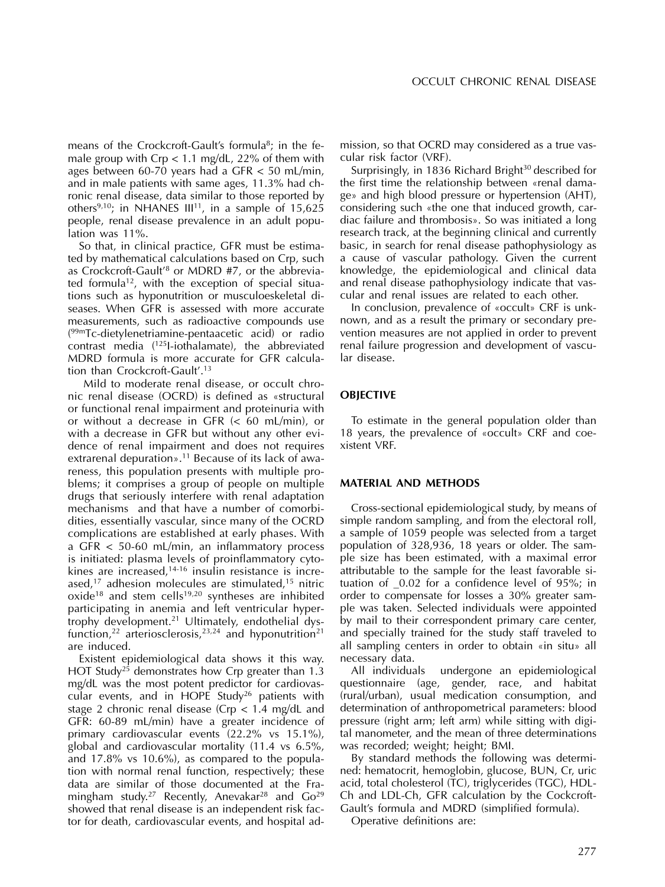means of the Crockcroft-Gault's formula[8]; in the female group with Crp < 1.1 mg/dL, 22% of them with ages between 60-70 years had a GFR < 50 mL/min, and in male patients with same ages, 11.3% had chronic renal disease, data similar to those reported by others[9,10]; in NHANES III[11], in a sample of 15,625 people, renal disease prevalence in an adult population was 11%.

So that, in clinical practice, GFR must be estimated by mathematical calculations based on Crp, such as Crockcroft-Gault'[8] or MDRD #7, or the abbreviated formula[12], with the exception of special situations such as hyponutrition or musculoeskeletal diseases. When GFR is assessed with more accurate measurements, such as radioactive compounds use ($^{99m}$Tc-dietylenetriamine-pentaacetic acid) or radio contrast media ($^{125}$I-iothalamate), the abbreviated MDRD formula is more accurate for GFR calculation than Crockcroft-Gault'.[13]

Mild to moderate renal disease, or occult chronic renal disease (OCRD) is defined as «structural or functional renal impairment and proteinuria with or without a decrease in GFR (< 60 mL/min), or with a decrease in GFR but without any other evidence of renal impairment and does not requires extrarenal depuration».[11] Because of its lack of awareness, this population presents with multiple problems; it comprises a group of people on multiple drugs that seriously interfere with renal adaptation mechanisms and that have a number of comorbidities, essentially vascular, since many of the OCRD complications are established at early phases. With a GFR < 50-60 mL/min, an inflammatory process is initiated: plasma levels of proinflammatory cytokines are increased,[14-16] insulin resistance is increased,[17] adhesion molecules are stimulated,[15] nitric oxide[18] and stem cells[19,20] syntheses are inhibited participating in anemia and left ventricular hypertrophy development.[21] Ultimately, endothelial dysfunction,[22] arteriosclerosis,[23,24] and hyponutrition[21] are induced.

Existent epidemiological data shows it this way. HOT Study[25] demonstrates how Crp greater than 1.3 mg/dL was the most potent predictor for cardiovascular events, and in HOPE Study[26] patients with stage 2 chronic renal disease (Crp < 1.4 mg/dL and GFR: 60-89 mL/min) have a greater incidence of primary cardiovascular events (22.2% vs 15.1%), global and cardiovascular mortality (11.4 vs 6.5%, and 17.8% vs 10.6%), as compared to the population with normal renal function, respectively; these data are similar of those documented at the Framingham study.[27] Recently, Anevakar[28] and Go[29] showed that renal disease is an independent risk factor for death, cardiovascular events, and hospital admission, so that OCRD may considered as a true vascular risk factor (VRF).

Surprisingly, in 1836 Richard Bright[30] described for the first time the relationship between «renal damage» and high blood pressure or hypertension (AHT), considering such «the one that induced growth, cardiac failure and thrombosis». So was initiated a long research track, at the beginning clinical and currently basic, in search for renal disease pathophysiology as a cause of vascular pathology. Given the current knowledge, the epidemiological and clinical data and renal disease pathophysiology indicate that vascular and renal issues are related to each other.

In conclusion, prevalence of «occult» CRF is unknown, and as a result the primary or secondary prevention measures are not applied in order to prevent renal failure progression and development of vascular disease.

## OBJECTIVE

To estimate in the general population older than 18 years, the prevalence of «occult» CRF and coexistent VRF.

## MATERIAL AND METHODS

Cross-sectional epidemiological study, by means of simple random sampling, and from the electoral roll, a sample of 1059 people was selected from a target population of 328,936, 18 years or older. The sample size has been estimated, with a maximal error attributable to the sample for the least favorable situation of _0.02 for a confidence level of 95%; in order to compensate for losses a 30% greater sample was taken. Selected individuals were appointed by mail to their correspondent primary care center, and specially trained for the study staff traveled to all sampling centers in order to obtain «in situ» all necessary data.

All individuals undergone an epidemiological questionnaire (age, gender, race, and habitat (rural/urban), usual medication consumption, and determination of anthropometrical parameters: blood pressure (right arm; left arm) while sitting with digital manometer, and the mean of three determinations was recorded; weight; height; BMI.

By standard methods the following was determined: hematocrit, hemoglobin, glucose, BUN, Cr, uric acid, total cholesterol (TC), triglycerides (TGC), HDL-Ch and LDL-Ch, GFR calculation by the Cockcroft-Gault's formula and MDRD (simplified formula).

Operative definitions are: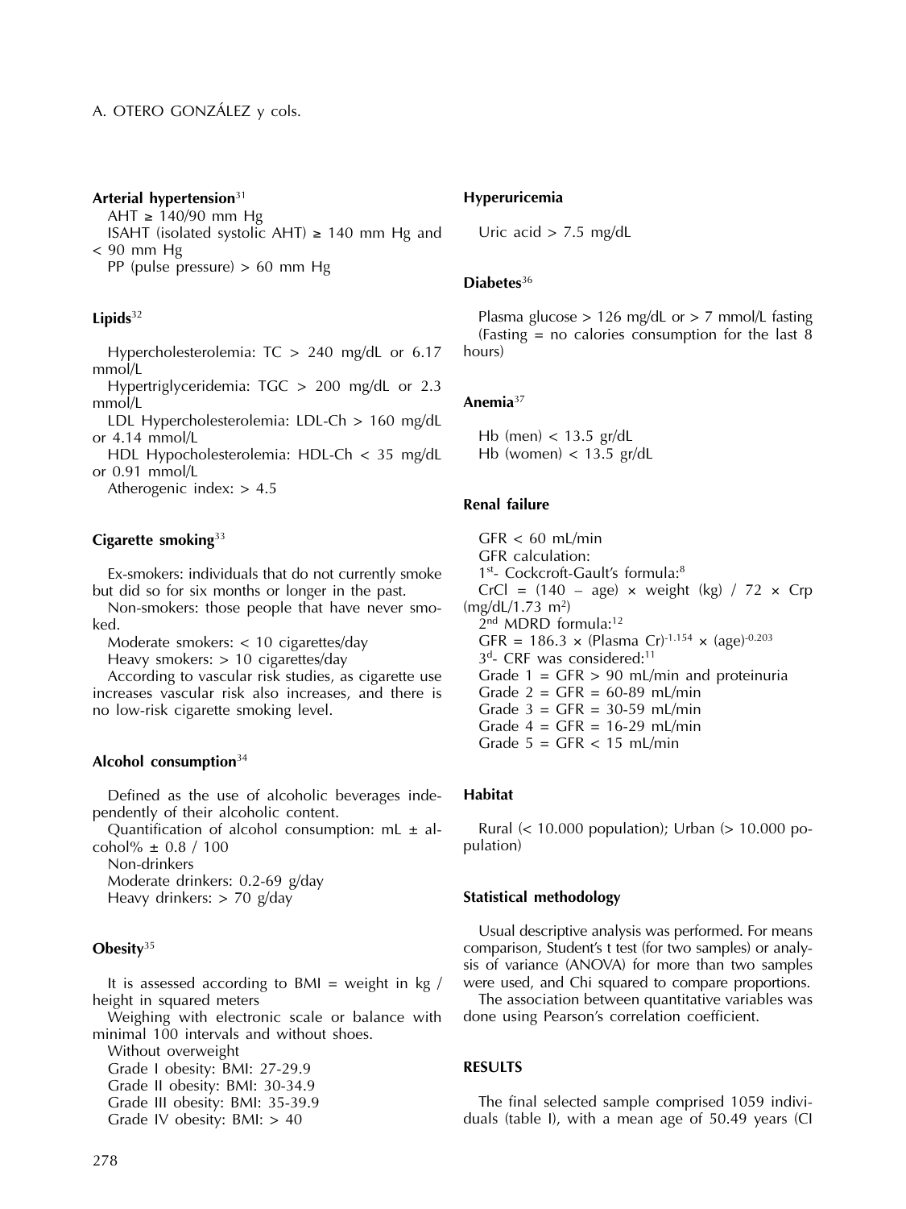**Arterial hypertension**[31]

AHT ≥ 140/90 mm Hg

ISAHT (isolated systolic AHT) ≥ 140 mm Hg and < 90 mm Hg

PP (pulse pressure) > 60 mm Hg

**Lipids**[32]

Hypercholesterolemia: TC > 240 mg/dL or 6.17 mmol/L

Hypertriglyceridemia: TGC > 200 mg/dL or 2.3 mmol/L

LDL Hypercholesterolemia: LDL-Ch > 160 mg/dL or 4.14 mmol/L

HDL Hypocholesterolemia: HDL-Ch < 35 mg/dL or 0.91 mmol/L

Atherogenic index: > 4.5

**Cigarette smoking**[33]

Ex-smokers: individuals that do not currently smoke but did so for six months or longer in the past.

Non-smokers: those people that have never smoked.

Moderate smokers: < 10 cigarettes/day

Heavy smokers: > 10 cigarettes/day

According to vascular risk studies, as cigarette use increases vascular risk also increases, and there is no low-risk cigarette smoking level.

**Alcohol consumption**[34]

Defined as the use of alcoholic beverages independently of their alcoholic content.

Quantification of alcohol consumption: mL ± alcohol% ± 0.8 / 100

Non-drinkers

Moderate drinkers: 0.2-69 g/day

Heavy drinkers: > 70 g/day

**Obesity**[35]

It is assessed according to BMI = weight in kg / height in squared meters

Weighing with electronic scale or balance with minimal 100 intervals and without shoes.

Without overweight

Grade I obesity: BMI: 27-29.9

Grade II obesity: BMI: 30-34.9

Grade III obesity: BMI: 35-39.9

Grade IV obesity: BMI: > 40

**Hyperuricemia**

Uric acid > 7.5 mg/dL

**Diabetes**[36]

Plasma glucose > 126 mg/dL or > 7 mmol/L fasting (Fasting = no calories consumption for the last 8 hours)

**Anemia**[37]

Hb (men) < 13.5 gr/dL

Hb (women) < 13.5 gr/dL

**Renal failure**

GFR < 60 mL/min

GFR calculation:

1st- Cockcroft-Gault's formula:[8]

CrCl = (140 – age) × weight (kg) / 72 × Crp (mg/dL/1.73 $m^2$)

2nd MDRD formula:[12]

GFR = 186.3 × (Plasma Cr)$^{-1.154}$ × (age)$^{-0.203}$

3d- CRF was considered:[11]

Grade 1 = GFR > 90 mL/min and proteinuria

Grade 2 = GFR = 60-89 mL/min

Grade 3 = GFR = 30-59 mL/min

Grade 4 = GFR = 16-29 mL/min

Grade 5 = GFR < 15 mL/min

**Habitat**

Rural (< 10.000 population); Urban (> 10.000 population)

**Statistical methodology**

Usual descriptive analysis was performed. For means comparison, Student's t test (for two samples) or analysis of variance (ANOVA) for more than two samples were used, and Chi squared to compare proportions.

The association between quantitative variables was done using Pearson's correlation coefficient.

## RESULTS

The final selected sample comprised 1059 individuals (table I), with a mean age of 50.49 years (CI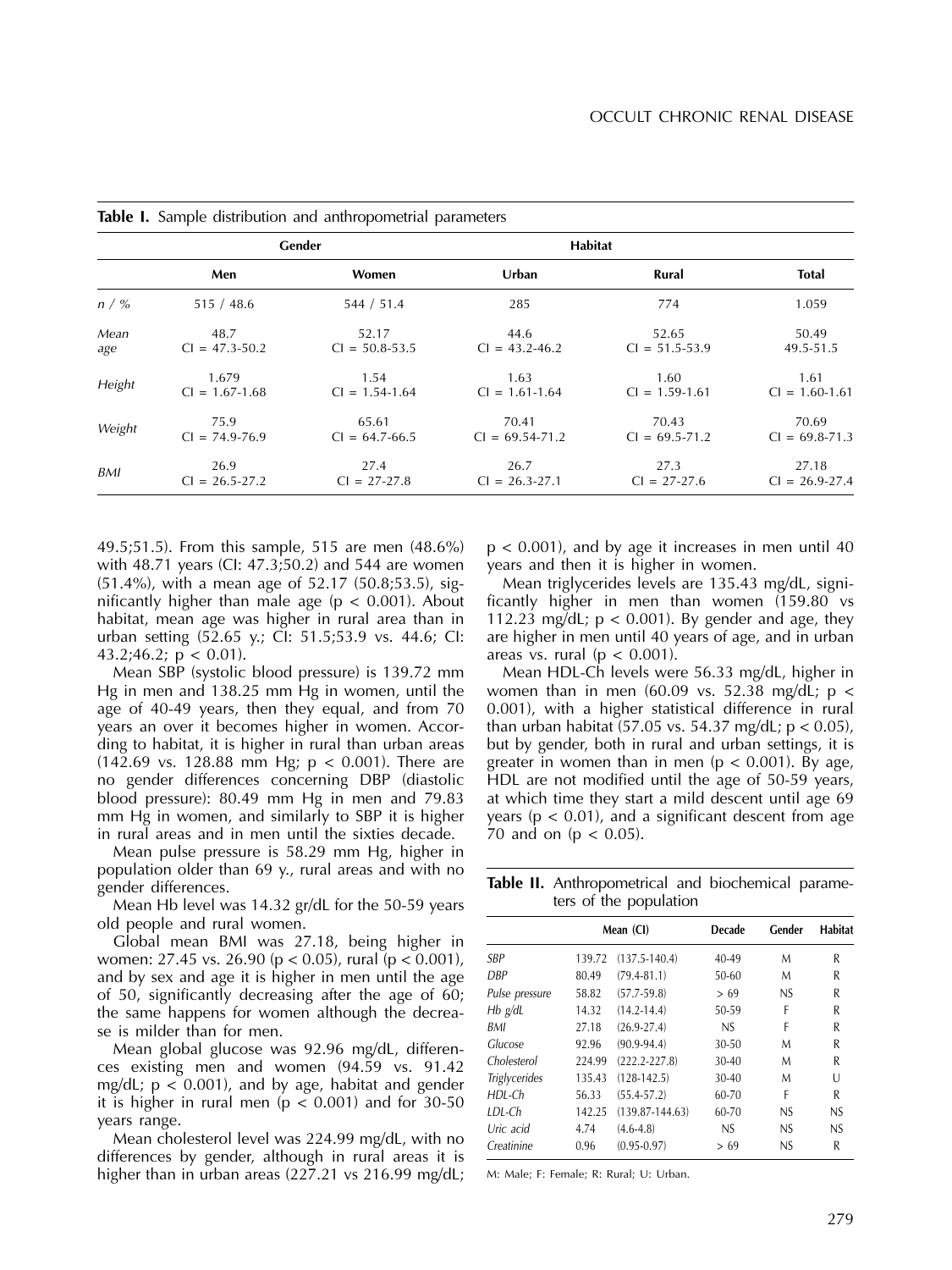**Table I.** Sample distribution and anthropometrial parameters

| | Gender | | Habitat | | |
|---|---|---|---|---|---|
| | **Men** | **Women** | **Urban** | **Rural** | **Total** |
| *n / %* | 515 / 48.6 | 544 / 51.4 | 285 | 774 | 1.059 |
| *Mean age* | 48.7 CI = 47.3-50.2 | 52.17 CI = 50.8-53.5 | 44.6 CI = 43.2-46.2 | 52.65 CI = 51.5-53.9 | 50.49 49.5-51.5 |
| *Height* | 1.679 CI = 1.67-1.68 | 1.54 CI = 1.54-1.64 | 1.63 CI = 1.61-1.64 | 1.60 CI = 1.59-1.61 | 1.61 CI = 1.60-1.61 |
| *Weight* | 75.9 CI = 74.9-76.9 | 65.61 CI = 64.7-66.5 | 70.41 CI = 69.54-71.2 | 70.43 CI = 69.5-71.2 | 70.69 CI = 69.8-71.3 |
| *BMI* | 26.9 CI = 26.5-27.2 | 27.4 CI = 27-27.8 | 26.7 CI = 26.3-27.1 | 27.3 CI = 27-27.6 | 27.18 CI = 26.9-27.4 |

49.5;51.5). From this sample, 515 are men (48.6%) with 48.71 years (CI: 47.3;50.2) and 544 are women (51.4%), with a mean age of 52.17 (50.8;53.5), significantly higher than male age ($p < 0.001$). About habitat, mean age was higher in rural area than in urban setting (52.65 y.; CI: 51.5;53.9 vs. 44.6; CI: 43.2;46.2; $p < 0.01$).

Mean SBP (systolic blood pressure) is 139.72 mm Hg in men and 138.25 mm Hg in women, until the age of 40-49 years, then they equal, and from 70 years an over it becomes higher in women. According to habitat, it is higher in rural than urban areas (142.69 vs. 128.88 mm Hg; $p < 0.001$). There are no gender differences concerning DBP (diastolic blood pressure): 80.49 mm Hg in men and 79.83 mm Hg in women, and similarly to SBP it is higher in rural areas and in men until the sixties decade.

Mean pulse pressure is 58.29 mm Hg, higher in population older than 69 y., rural areas and with no gender differences.

Mean Hb level was 14.32 gr/dL for the 50-59 years old people and rural women.

Global mean BMI was 27.18, being higher in women: 27.45 vs. 26.90 ($p < 0.05$), rural ($p < 0.001$), and by sex and age it is higher in men until the age of 50, significantly decreasing after the age of 60; the same happens for women although the decrease is milder than for men.

Mean global glucose was 92.96 mg/dL, differences existing men and women (94.59 vs. 91.42 mg/dL; $p < 0.001$), and by age, habitat and gender it is higher in rural men ($p < 0.001$) and for 30-50 years range.

Mean cholesterol level was 224.99 mg/dL, with no differences by gender, although in rural areas it is higher than in urban areas (227.21 vs 216.99 mg/dL; $p < 0.001$), and by age it increases in men until 40 years and then it is higher in women.

Mean triglycerides levels are 135.43 mg/dL, significantly higher in men than women (159.80 vs 112.23 mg/dL; $p < 0.001$). By gender and age, they are higher in men until 40 years of age, and in urban areas vs. rural ($p < 0.001$).

Mean HDL-Ch levels were 56.33 mg/dL, higher in women than in men (60.09 vs. 52.38 mg/dL; $p < 0.001$), with a higher statistical difference in rural than urban habitat (57.05 vs. 54.37 mg/dL; $p < 0.05$), but by gender, both in rural and urban settings, it is greater in women than in men ($p < 0.001$). By age, HDL are not modified until the age of 50-59 years, at which time they start a mild descent until age 69 years ($p < 0.01$), and a significant descent from age 70 and on ($p < 0.05$).

**Table II.** Anthropometrical and biochemical parameters of the population

| | Mean (CI) | | Decade | Gender | Habitat |
|---|---|---|---|---|---|
| *SBP* | 139.72 | (137.5-140.4) | 40-49 | M | R |
| *DBP* | 80.49 | (79.4-81.1) | 50-60 | M | R |
| *Pulse pressure* | 58.82 | (57.7-59.8) | > 69 | NS | R |
| *Hb g/dL* | 14.32 | (14.2-14.4) | 50-59 | F | R |
| *BMI* | 27.18 | (26.9-27.4) | NS | F | R |
| *Glucose* | 92.96 | (90.9-94.4) | 30-50 | M | R |
| *Cholesterol* | 224.99 | (222.2-227.8) | 30-40 | M | R |
| *Triglycerides* | 135.43 | (128-142.5) | 30-40 | M | U |
| *HDL-Ch* | 56.33 | (55.4-57.2) | 60-70 | F | R |
| *LDL-Ch* | 142.25 | (139.87-144.63) | 60-70 | NS | NS |
| *Uric acid* | 4.74 | (4.6-4.8) | NS | NS | NS |
| *Creatinine* | 0.96 | (0.95-0.97) | > 69 | NS | R |

M: Male; F: Female; R: Rural; U: Urban.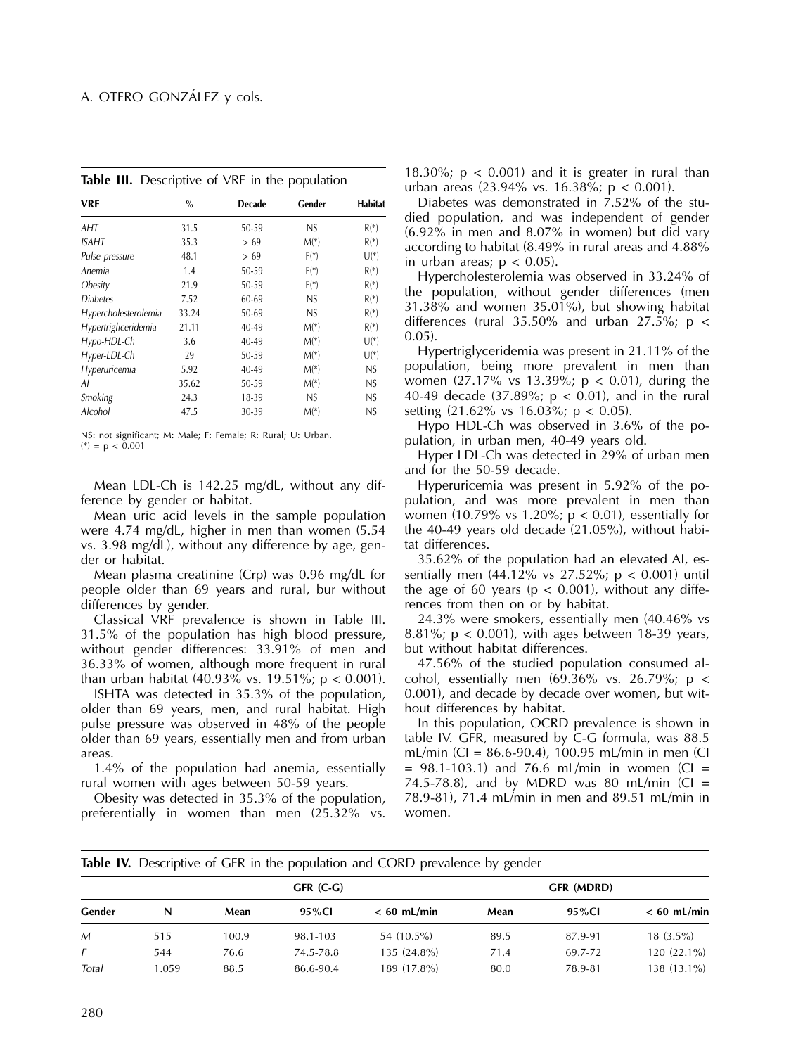**Table III.** Descriptive of VRF in the population

| VRF | % | Decade | Gender | Habitat |
|---|---|---|---|---|
| *AHT* | 31.5 | 50-59 | NS | R(*) |
| *ISAHT* | 35.3 | > 69 | M(*) | R(*) |
| *Pulse pressure* | 48.1 | > 69 | F(*) | U(*) |
| *Anemia* | 1.4 | 50-59 | F(*) | R(*) |
| *Obesity* | 21.9 | 50-59 | F(*) | R(*) |
| *Diabetes* | 7.52 | 60-69 | NS | R(*) |
| *Hypercholesterolemia* | 33.24 | 50-69 | NS | R(*) |
| *Hypertrigliceridemia* | 21.11 | 40-49 | M(*) | R(*) |
| *Hypo-HDL-Ch* | 3.6 | 40-49 | M(*) | U(*) |
| *Hyper-LDL-Ch* | 29 | 50-59 | M(*) | U(*) |
| *Hyperuricemia* | 5.92 | 40-49 | M(*) | NS |
| *AI* | 35.62 | 50-59 | M(*) | NS |
| *Smoking* | 24.3 | 18-39 | NS | NS |
| *Alcohol* | 47.5 | 30-39 | M(*) | NS |

NS: not significant; M: Male; F: Female; R: Rural; U: Urban.
(*) = $p < 0.001$

Mean LDL-Ch is 142.25 mg/dL, without any difference by gender or habitat.

Mean uric acid levels in the sample population were 4.74 mg/dL, higher in men than women (5.54 vs. 3.98 mg/dL), without any difference by age, gender or habitat.

Mean plasma creatinine (Crp) was 0.96 mg/dL for people older than 69 years and rural, bur without differences by gender.

Classical VRF prevalence is shown in Table III. 31.5% of the population has high blood pressure, without gender differences: 33.91% of men and 36.33% of women, although more frequent in rural than urban habitat (40.93% vs. 19.51%; $p < 0.001$).

ISHTA was detected in 35.3% of the population, older than 69 years, men, and rural habitat. High pulse pressure was observed in 48% of the people older than 69 years, essentially men and from urban areas.

1.4% of the population had anemia, essentially rural women with ages between 50-59 years.

Obesity was detected in 35.3% of the population, preferentially in women than men (25.32% vs. 18.30%; $p < 0.001$) and it is greater in rural than urban areas (23.94% vs. 16.38%; $p < 0.001$).

Diabetes was demonstrated in 7.52% of the studied population, and was independent of gender (6.92% in men and 8.07% in women) but did vary according to habitat (8.49% in rural areas and 4.88% in urban areas; $p < 0.05$).

Hypercholesterolemia was observed in 33.24% of the population, without gender differences (men 31.38% and women 35.01%), but showing habitat differences (rural 35.50% and urban 27.5%; $p < 0.05$).

Hypertriglyceridemia was present in 21.11% of the population, being more prevalent in men than women (27.17% vs 13.39%; $p < 0.01$), during the 40-49 decade (37.89%; $p < 0.01$), and in the rural setting (21.62% vs 16.03%; $p < 0.05$).

Hypo HDL-Ch was observed in 3.6% of the population, in urban men, 40-49 years old.

Hyper LDL-Ch was detected in 29% of urban men and for the 50-59 decade.

Hyperuricemia was present in 5.92% of the population, and was more prevalent in men than women (10.79% vs 1.20%; $p < 0.01$), essentially for the 40-49 years old decade (21.05%), without habitat differences.

35.62% of the population had an elevated AI, essentially men (44.12% vs 27.52%; $p < 0.001$) until the age of 60 years ($p < 0.001$), without any differences from then on or by habitat.

24.3% were smokers, essentially men (40.46% vs 8.81%; $p < 0.001$), with ages between 18-39 years, but without habitat differences.

47.56% of the studied population consumed alcohol, essentially men (69.36% vs. 26.79%; $p < 0.001$), and decade by decade over women, but without differences by habitat.

In this population, OCRD prevalence is shown in table IV. GFR, measured by C-G formula, was 88.5 mL/min (CI = 86.6-90.4), 100.95 mL/min in men (CI = 98.1-103.1) and 76.6 mL/min in women (CI = 74.5-78.8), and by MDRD was 80 mL/min (CI = 78.9-81), 71.4 mL/min in men and 89.51 mL/min in women.

**Table IV.** Descriptive of GFR in the population and CORD prevalence by gender

| | | GFR (C-G) | | | GFR (MDRD) | | |
|---|---|---|---|---|---|---|---|
| Gender | N | Mean | 95%CI | < 60 mL/min | Mean | 95%CI | < 60 mL/min |
| *M* | 515 | 100.9 | 98.1-103 | 54 (10.5%) | 89.5 | 87.9-91 | 18 (3.5%) |
| *F* | 544 | 76.6 | 74.5-78.8 | 135 (24.8%) | 71.4 | 69.7-72 | 120 (22.1%) |
| *Total* | 1.059 | 88.5 | 86.6-90.4 | 189 (17.8%) | 80.0 | 78.9-81 | 138 (13.1%) |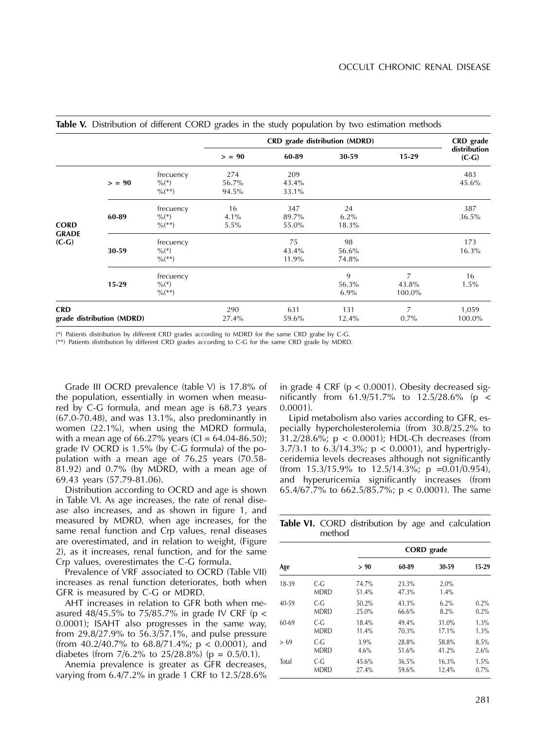**Table V.** Distribution of different CORD grades in the study population by two estimation methods

| | | | CRD grade distribution (MDRD) | | | | CRD grade distribution (C-G) |
|---|---|---|---|---|---|---|---|
| | | | > = 90 | 60-89 | 30-59 | 15-29 | |
| **CORD GRADE (C-G)** | **> = 90** | frecuency | 274 | 209 | | | 483 |
| | | %(*) | 56.7% | 43.4% | | | 45.6% |
| | | %(**) | 94.5% | 33.1% | | | |
| | **60-89** | frecuency | 16 | 347 | 24 | | 387 |
| | | %(*) | 4.1% | 89.7% | 6.2% | | 36.5% |
| | | %(**) | 5.5% | 55.0% | 18.3% | | |
| | **30-59** | frecuency | | 75 | 98 | | 173 |
| | | %(*) | | 43.4% | 56.6% | | 16.3% |
| | | %(**) | | 11.9% | 74.8% | | |
| | **15-29** | frecuency | | | 9 | 7 | 16 |
| | | %(*) | | | 56.3% | 43.8% | 1.5% |
| | | %(**) | | | 6.9% | 100.0% | |
| **CRD grade distribution (MDRD)** | | | 290 | 631 | 131 | 7 | 1,059 |
| | | | 27.4% | 59.6% | 12.4% | 0.7% | 100.0% |

(*) Patients distribution by different CRD grades according to MDRD for the same CRD grabe by C-G.
(**) Patients distribution by different CRD grades according to C-G for the same CRD grade by MDRD.

Grade III OCRD prevalence (table V) is 17.8% of the population, essentially in women when measured by C-G formula, and mean age is 68.73 years (67.0-70.48), and was 13.1%, also predominantly in women (22.1%), when using the MDRD formula, with a mean age of 66.27% years (CI = 64.04-86.50); grade IV OCRD is 1.5% (by C-G formula) of the population with a mean age of 76.25 years (70.58-81.92) and 0.7% (by MDRD, with a mean age of 69.43 years (57.79-81.06).

Distribution according to OCRD and age is shown in Table VI. As age increases, the rate of renal disease also increases, and as shown in figure 1, and measured by MDRD, when age increases, for the same renal function and Crp values, renal diseases are overestimated, and in relation to weight, (Figure 2), as it increases, renal function, and for the same Crp values, overestimates the C-G formula.

Prevalence of VRF associated to OCRD (Table VII) increases as renal function deteriorates, both when GFR is measured by C-G or MDRD.

AHT increases in relation to GFR both when measured 48/45.5% to 75/85.7% in grade IV CRF ($p < 0.0001$); ISAHT also progresses in the same way, from 29.8/27.9% to 56.3/57.1%, and pulse pressure (from 40.2/40.7% to 68.8/71.4%; $p < 0.0001$), and diabetes (from 7/6.2% to 25/28.8%) ($p = 0.5/0.1$).

Anemia prevalence is greater as GFR decreases, varying from 6.4/7.2% in grade 1 CRF to 12.5/28.6% in grade 4 CRF ($p < 0.0001$). Obesity decreased significantly from 61.9/51.7% to 12.5/28.6% ($p < 0.0001$).

Lipid metabolism also varies according to GFR, especially hypercholesterolemia (from 30.8/25.2% to 31.2/28.6%; $p < 0.0001$); HDL-Ch decreases (from 3.7/3.1 to 6.3/14.3%; $p < 0.0001$), and hypertriglyceridemia levels decreases although not significantly (from 15.3/15.9% to 12.5/14.3%; $p = 0.01/0.954$), and hyperuricemia significantly increases (from 65.4/67.7% to 662.5/85.7%; $p < 0.0001$). The same

**Table VI.** CORD distribution by age and calculation method

| Age | | CORD grade > 90 | 60-89 | 30-59 | 15-29 |
|---|---|---|---|---|---|
| 18-39 | C-G | 74.7% | 23.3% | 2.0% | |
| | MDRD | 51.4% | 47.3% | 1.4% | |
| 40-59 | C-G | 50.2% | 43.3% | 6.2% | 0.2% |
| | MDRD | 25.0% | 66.6% | 8.2% | 0.2% |
| 60-69 | C-G | 18.4% | 49.4% | 31.0% | 1.3% |
| | MDRD | 11.4% | 70.3% | 17.1% | 1.3% |
| > 69 | C-G | 3.9% | 28.8% | 58.8% | 8.5% |
| | MDRD | 4.6% | 51.6% | 41.2% | 2.6% |
| Total | C-G | 45.6% | 36.5% | 16.3% | 1.5% |
| | MDRD | 27.4% | 59.6% | 12.4% | 0.7% |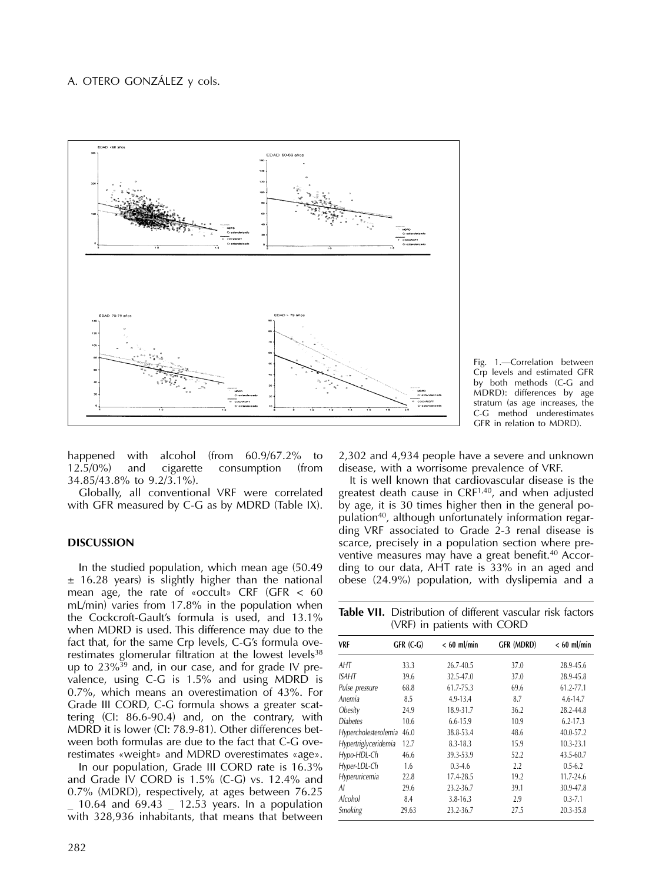Fig. 1.—Correlation between Crp levels and estimated GFR by both methods (C-G and MDRD): differences by age stratum (as age increases, the C-G method underestimates GFR in relation to MDRD).

happened with alcohol (from 60.9/67.2% to 12.5/0%) and cigarette consumption (from 34.85/43.8% to 9.2/3.1%).

Globally, all conventional VRF were correlated with GFR measured by C-G as by MDRD (Table IX).

## DISCUSSION

In the studied population, which mean age (50.49 ± 16.28 years) is slightly higher than the national mean age, the rate of «occult» CRF (GFR < 60 mL/min) varies from 17.8% in the population when the Cockcroft-Gault's formula is used, and 13.1% when MDRD is used. This difference may due to the fact that, for the same Crp levels, C-G's formula overestimates glomerular filtration at the lowest levels[38] up to 23%[39] and, in our case, and for grade IV prevalence, using C-G is 1.5% and using MDRD is 0.7%, which means an overestimation of 43%. For Grade III CORD, C-G formula shows a greater scattering (CI: 86.6-90.4) and, on the contrary, with MDRD it is lower (CI: 78.9-81). Other differences between both formulas are due to the fact that C-G overestimates «weight» and MDRD overestimates «age».

In our population, Grade III CORD rate is 16.3% and Grade IV CORD is 1.5% (C-G) vs. 12.4% and 0.7% (MDRD), respectively, at ages between 76.25 _ 10.64 and 69.43 _ 12.53 years. In a population with 328,936 inhabitants, that means that between 2,302 and 4,934 people have a severe and unknown disease, with a worrisome prevalence of VRF.

It is well known that cardiovascular disease is the greatest death cause in CRF[1,40], and when adjusted by age, it is 30 times higher then in the general population[40], although unfortunately information regarding VRF associated to Grade 2-3 renal disease is scarce, precisely in a population section where preventive measures may have a great benefit.[40] According to our data, AHT rate is 33% in an aged and obese (24.9%) population, with dyslipemia and a

**Table VII.** Distribution of different vascular risk factors (VRF) in patients with CORD

| VRF | GFR (C-G) | < 60 ml/min | GFR (MDRD) | < 60 ml/min |
|---|---|---|---|---|
| *AHT* | 33.3 | 26.7-40.5 | 37.0 | 28.9-45.6 |
| *ISAHT* | 39.6 | 32.5-47.0 | 37.0 | 28.9-45.8 |
| *Pulse pressure* | 68.8 | 61.7-75.3 | 69.6 | 61.2-77.1 |
| *Anemia* | 8.5 | 4.9-13.4 | 8.7 | 4.6-14.7 |
| *Obesity* | 24.9 | 18.9-31.7 | 36.2 | 28.2-44.8 |
| *Diabetes* | 10.6 | 6.6-15.9 | 10.9 | 6.2-17.3 |
| *Hypercholesterolemia* | 46.0 | 38.8-53.4 | 48.6 | 40.0-57.2 |
| *Hypertriglyceridemia* | 12.7 | 8.3-18.3 | 15.9 | 10.3-23.1 |
| *Hypo-HDL-Ch* | 46.6 | 39.3-53.9 | 52.2 | 43.5-60.7 |
| *Hyper-LDL-Ch* | 1.6 | 0.3-4.6 | 2.2 | 0.5-6.2 |
| *Hyperuricemia* | 22.8 | 17.4-28.5 | 19.2 | 11.7-24.6 |
| *AI* | 29.6 | 23.2-36.7 | 39.1 | 30.9-47.8 |
| *Alcohol* | 8.4 | 3.8-16.3 | 2.9 | 0.3-7.1 |
| *Smoking* | 29.63 | 23.2-36.7 | 27.5 | 20.3-35.8 |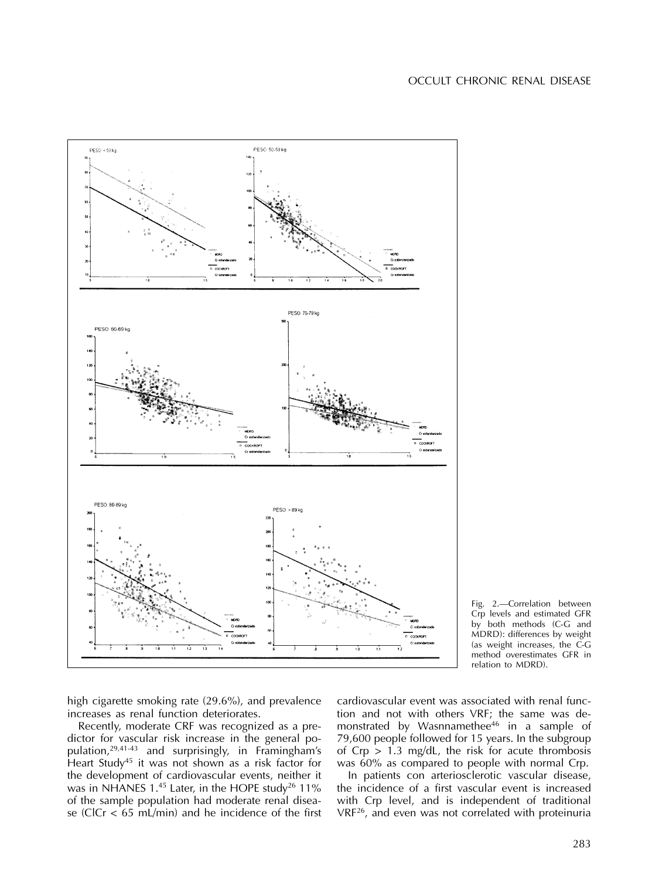Fig. 2.—Correlation between Crp levels and estimated GFR by both methods (C-G and MDRD): differences by weight (as weight increases, the C-G method overestimates GFR in relation to MDRD).

high cigarette smoking rate (29.6%), and prevalence increases as renal function deteriorates.

Recently, moderate CRF was recognized as a predictor for vascular risk increase in the general population,[29,41-43] and surprisingly, in Framingham's Heart Study[45] it was not shown as a risk factor for the development of cardiovascular events, neither it was in NHANES 1.[45] Later, in the HOPE study[26] 11% of the sample population had moderate renal disease (ClCr < 65 mL/min) and he incidence of the first cardiovascular event was associated with renal function and not with others VRF; the same was demonstrated by Wasnnamethee[46] in a sample of 79,600 people followed for 15 years. In the subgroup of Crp > 1.3 mg/dL, the risk for acute thrombosis was 60% as compared to people with normal Crp.

In patients con arteriosclerotic vascular disease, the incidence of a first vascular event is increased with Crp level, and is independent of traditional VRF[26], and even was not correlated with proteinuria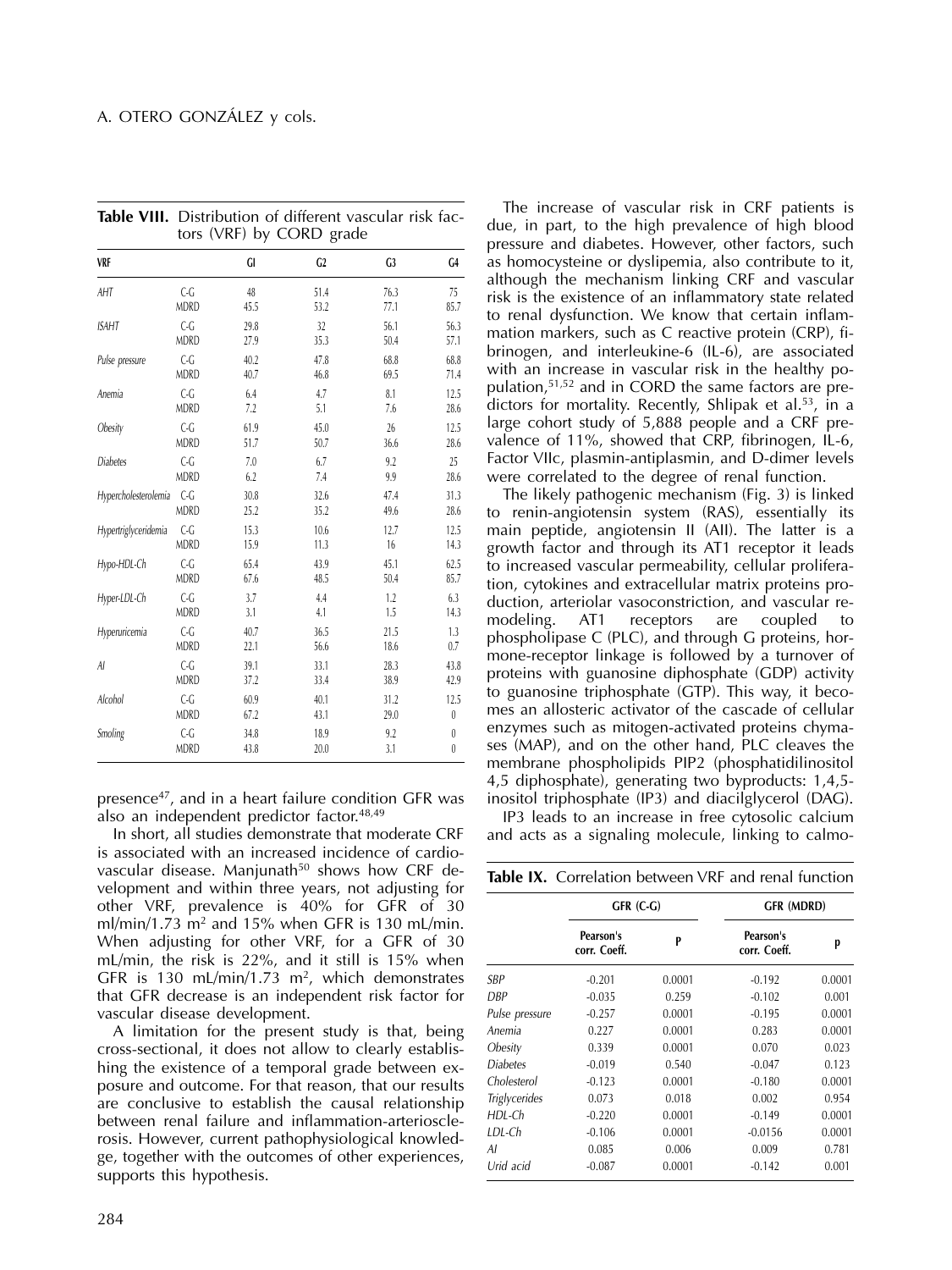**Table VIII.** Distribution of different vascular risk factors (VRF) by CORD grade

| VRF | | G1 | G2 | G3 | G4 |
|---|---|---|---|---|---|
| *AHT* | C-G | 48 | 51.4 | 76.3 | 75 |
| | MDRD | 45.5 | 53.2 | 77.1 | 85.7 |
| *ISAHT* | C-G | 29.8 | 32 | 56.1 | 56.3 |
| | MDRD | 27.9 | 35.3 | 50.4 | 57.1 |
| *Pulse pressure* | C-G | 40.2 | 47.8 | 68.8 | 68.8 |
| | MDRD | 40.7 | 46.8 | 69.5 | 71.4 |
| *Anemia* | C-G | 6.4 | 4.7 | 8.1 | 12.5 |
| | MDRD | 7.2 | 5.1 | 7.6 | 28.6 |
| *Obesity* | C-G | 61.9 | 45.0 | 26 | 12.5 |
| | MDRD | 51.7 | 50.7 | 36.6 | 28.6 |
| *Diabetes* | C-G | 7.0 | 6.7 | 9.2 | 25 |
| | MDRD | 6.2 | 7.4 | 9.9 | 28.6 |
| *Hypercholesterolemia* | C-G | 30.8 | 32.6 | 47.4 | 31.3 |
| | MDRD | 25.2 | 35.2 | 49.6 | 28.6 |
| *Hypertriglyceridemia* | C-G | 15.3 | 10.6 | 12.7 | 12.5 |
| | MDRD | 15.9 | 11.3 | 16 | 14.3 |
| *Hypo-HDL-Ch* | C-G | 65.4 | 43.9 | 45.1 | 62.5 |
| | MDRD | 67.6 | 48.5 | 50.4 | 85.7 |
| *Hyper-LDL-Ch* | C-G | 3.7 | 4.4 | 1.2 | 6.3 |
| | MDRD | 3.1 | 4.1 | 1.5 | 14.3 |
| *Hyperuricemia* | C-G | 40.7 | 36.5 | 21.5 | 1.3 |
| | MDRD | 22.1 | 56.6 | 18.6 | 0.7 |
| *AI* | C-G | 39.1 | 33.1 | 28.3 | 43.8 |
| | MDRD | 37.2 | 33.4 | 38.9 | 42.9 |
| *Alcohol* | C-G | 60.9 | 40.1 | 31.2 | 12.5 |
| | MDRD | 67.2 | 43.1 | 29.0 | 0 |
| *Smoling* | C-G | 34.8 | 18.9 | 9.2 | 0 |
| | MDRD | 43.8 | 20.0 | 3.1 | 0 |

presence[47], and in a heart failure condition GFR was also an independent predictor factor.[48,49]

In short, all studies demonstrate that moderate CRF is associated with an increased incidence of cardiovascular disease. Manjunath[50] shows how CRF development and within three years, not adjusting for other VRF, prevalence is 40% for GFR of 30 ml/min/1.73 m$^2$ and 15% when GFR is 130 mL/min. When adjusting for other VRF, for a GFR of 30 mL/min, the risk is 22%, and it still is 15% when GFR is 130 mL/min/1.73 m$^2$, which demonstrates that GFR decrease is an independent risk factor for vascular disease development.

A limitation for the present study is that, being cross-sectional, it does not allow to clearly establishing the existence of a temporal grade between exposure and outcome. For that reason, that our results are conclusive to establish the causal relationship between renal failure and inflammation-arteriosclerosis. However, current pathophysiological knowledge, together with the outcomes of other experiences, supports this hypothesis.

The increase of vascular risk in CRF patients is due, in part, to the high prevalence of high blood pressure and diabetes. However, other factors, such as homocysteine or dyslipemia, also contribute to it, although the mechanism linking CRF and vascular risk is the existence of an inflammatory state related to renal dysfunction. We know that certain inflammation markers, such as C reactive protein (CRP), fibrinogen, and interleukine-6 (IL-6), are associated with an increase in vascular risk in the healthy population,[51,52] and in CORD the same factors are predictors for mortality. Recently, Shlipak et al.[53], in a large cohort study of 5,888 people and a CRF prevalence of 11%, showed that CRP, fibrinogen, IL-6, Factor VIIc, plasmin-antiplasmin, and D-dimer levels were correlated to the degree of renal function.

The likely pathogenic mechanism (Fig. 3) is linked to renin-angiotensin system (RAS), essentially its main peptide, angiotensin II (AII). The latter is a growth factor and through its AT1 receptor it leads to increased vascular permeability, cellular proliferation, cytokines and extracellular matrix proteins production, arteriolar vasoconstriction, and vascular remodeling. AT1 receptors are coupled to phospholipase C (PLC), and through G proteins, hormone-receptor linkage is followed by a turnover of proteins with guanosine diphosphate (GDP) activity to guanosine triphosphate (GTP). This way, it becomes an allosteric activator of the cascade of cellular enzymes such as mitogen-activated proteins chymases (MAP), and on the other hand, PLC cleaves the membrane phospholipids PIP2 (phosphatidilinositol 4,5 diphosphate), generating two byproducts: 1,4,5-inositol triphosphate (IP3) and diacilglycerol (DAG).

IP3 leads to an increase in free cytosolic calcium and acts as a signaling molecule, linking to calmo-

**Table IX.** Correlation between VRF and renal function

| | GFR (C-G) | | GFR (MDRD) | |
|---|---|---|---|---|
| | Pearson's corr. Coeff. | P | Pearson's corr. Coeff. | p |
| *SBP* | -0.201 | 0.0001 | -0.192 | 0.0001 |
| *DBP* | -0.035 | 0.259 | -0.102 | 0.001 |
| *Pulse pressure* | -0.257 | 0.0001 | -0.195 | 0.0001 |
| *Anemia* | 0.227 | 0.0001 | 0.283 | 0.0001 |
| *Obesity* | 0.339 | 0.0001 | 0.070 | 0.023 |
| *Diabetes* | -0.019 | 0.540 | -0.047 | 0.123 |
| *Cholesterol* | -0.123 | 0.0001 | -0.180 | 0.0001 |
| *Triglycerides* | 0.073 | 0.018 | 0.002 | 0.954 |
| *HDL-Ch* | -0.220 | 0.0001 | -0.149 | 0.0001 |
| *LDL-Ch* | -0.106 | 0.0001 | -0.0156 | 0.0001 |
| *AI* | 0.085 | 0.006 | 0.009 | 0.781 |
| *Urid acid* | -0.087 | 0.0001 | -0.142 | 0.001 |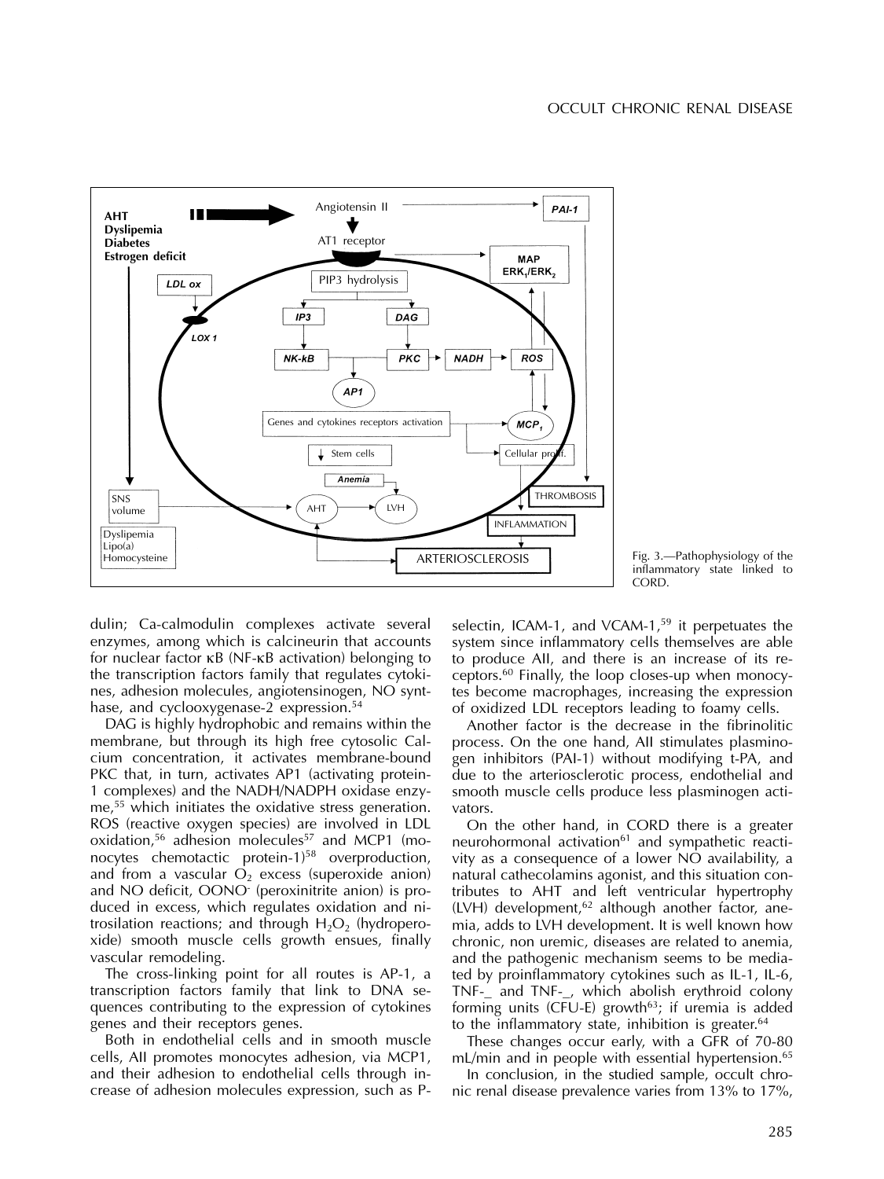Fig. 3.—Pathophysiology of the inflammatory state linked to CORD.

dulin; Ca-calmodulin complexes activate several enzymes, among which is calcineurin that accounts for nuclear factor κB (NF-κB activation) belonging to the transcription factors family that regulates cytokines, adhesion molecules, angiotensinogen, NO synthase, and cyclooxygenase-2 expression.[54]

DAG is highly hydrophobic and remains within the membrane, but through its high free cytosolic Calcium concentration, it activates membrane-bound PKC that, in turn, activates AP1 (activating protein-1 complexes) and the NADH/NADPH oxidase enzyme,[55] which initiates the oxidative stress generation. ROS (reactive oxygen species) are involved in LDL oxidation,[56] adhesion molecules[57] and MCP1 (monocytes chemotactic protein-1)[58] overproduction, and from a vascular $O_2$ excess (superoxide anion) and NO deficit, $OONO^-$ (peroxinitrite anion) is produced in excess, which regulates oxidation and nitrosilation reactions; and through $H_2O_2$ (hydroperoxide) smooth muscle cells growth ensues, finally vascular remodeling.

The cross-linking point for all routes is AP-1, a transcription factors family that link to DNA sequences contributing to the expression of cytokines genes and their receptors genes.

Both in endothelial cells and in smooth muscle cells, AII promotes monocytes adhesion, via MCP1, and their adhesion to endothelial cells through increase of adhesion molecules expression, such as P-selectin, ICAM-1, and VCAM-1,[59] it perpetuates the system since inflammatory cells themselves are able to produce AII, and there is an increase of its receptors.[60] Finally, the loop closes-up when monocytes become macrophages, increasing the expression of oxidized LDL receptors leading to foamy cells.

Another factor is the decrease in the fibrinolitic process. On the one hand, AII stimulates plasminogen inhibitors (PAI-1) without modifying t-PA, and due to the arteriosclerotic process, endothelial and smooth muscle cells produce less plasminogen activators.

On the other hand, in CORD there is a greater neurohormonal activation[61] and sympathetic reactivity as a consequence of a lower NO availability, a natural cathecolamins agonist, and this situation contributes to AHT and left ventricular hypertrophy (LVH) development,[62] although another factor, anemia, adds to LVH development. It is well known how chronic, non uremic, diseases are related to anemia, and the pathogenic mechanism seems to be mediated by proinflammatory cytokines such as IL-1, IL-6, TNF-_ and TNF-_, which abolish erythroid colony forming units (CFU-E) growth[63]; if uremia is added to the inflammatory state, inhibition is greater.[64]

These changes occur early, with a GFR of 70-80 mL/min and in people with essential hypertension.[65]

In conclusion, in the studied sample, occult chronic renal disease prevalence varies from 13% to 17%,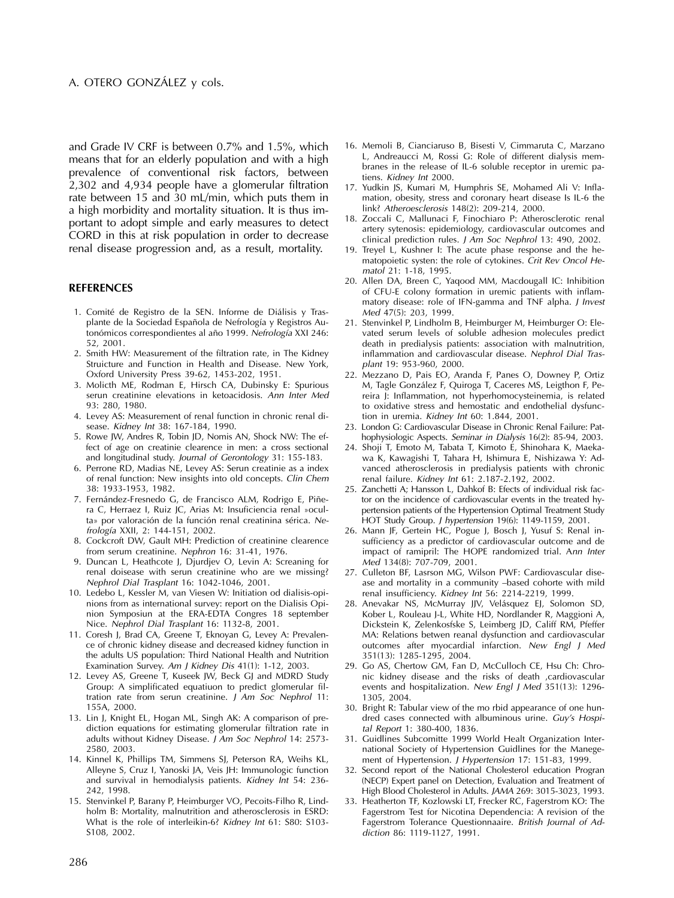and Grade IV CRF is between 0.7% and 1.5%, which means that for an elderly population and with a high prevalence of conventional risk factors, between 2,302 and 4,934 people have a glomerular filtration rate between 15 and 30 mL/min, which puts them in a high morbidity and mortality situation. It is thus important to adopt simple and early measures to detect CORD in this at risk population in order to decrease renal disease progression and, as a result, mortality.

## REFERENCES

1. Comité de Registro de la SEN. Informe de Diálisis y Trasplante de la Sociedad Española de Nefrología y Registros Autonómicos correspondientes al año 1999. *Nefrología* XXI 246: 52, 2001.
2. Smith HW: Measurement of the filtration rate, in The Kidney Struicture and Function in Health and Disease. New York, Oxford University Press 39-62, 1453-202, 1951.
3. Molicth ME, Rodman E, Hirsch CA, Dubinsky E: Spurious serun creatinine elevations in ketoacidosis. *Ann Inter Med* 93: 280, 1980.
4. Levey AS: Measurement of renal function in chronic renal disease. *Kidney Int* 38: 167-184, 1990.
5. Rowe JW, Andres R, Tobin JD, Nomis AN, Shock NW: The effect of age on creatinie clearence in men: a cross sectional and longitudinal study. *Journal of Gerontology* 31: 155-183.
6. Perrone RD, Madias NE, Levey AS: Serun creatinie as a index of renal function: New insights into old concepts. *Clin Chem* 38: 1933-1953, 1982.
7. Fernández-Fresnedo G, de Francisco ALM, Rodrigo E, Piñera C, Herraez I, Ruiz JC, Arias M: Insuficiencia renal »oculta» por valoración de la función renal creatinina sérica. *Nefrología* XXII, 2: 144-151, 2002.
8. Cockcroft DW, Gault MH: Prediction of creatinine clearence from serum creatinine. *Nephron* 16: 31-41, 1976.
9. Duncan L, Heathcote J, Djurdjev O, Levin A: Screaning for renal doisease with serun creatinine who are we missing? *Nephrol Dial Trasplant* 16: 1042-1046, 2001.
10. Ledebo L, Kessler M, van Viesen W: Initiation od dialisis-opinions from as international survey: report on the Dialisis Opinion Symposiun at the ERA-EDTA Congres 18 september Nice. *Nephrol Dial Trasplant* 16: 1132-8, 2001.
11. Coresh J, Brad CA, Greene T, Eknoyan G, Levey A: Prevalence of chronic kidney disease and decreased kidney function in the adults US population: Third National Health and Nutrition Examination Survey. *Am J Kidney Dis* 41(1): 1-12, 2003.
12. Levey AS, Greene T, Kuseek JW, Beck GJ and MDRD Study Group: A simplificated equatiuon to predict glomerular filtration rate from serun creatinine. *J Am Soc Nephrol* 11: 155A, 2000.
13. Lin J, Knight EL, Hogan ML, Singh AK: A comparison of prediction equations for estimating glomerular filtration rate in adults without Kidney Disease. *J Am Soc Nephrol* 14: 2573-2580, 2003.
14. Kinnel K, Phillips TM, Simmens SJ, Peterson RA, Weihs KL, Alleyne S, Cruz I, Yanoski JA, Veis JH: Immunologic function and survival in hemodialysis patients. *Kidney Int* 54: 236-242, 1998.
15. Stenvinkel P, Barany P, Heimburger VO, Pecoits-Filho R, Lindholm B: Mortality, malnutrition and atherosclerosis in ESRD: What is the role of interleikin-6? *Kidney Int* 61: S80: S103-S108, 2002.
16. Memoli B, Cianciaruso B, Bisesti V, Cimmaruta C, Marzano L, Andreaucci M, Rossi G: Role of different dialysis membranes in the release of IL-6 soluble receptor in uremic patiens. *Kidney Int* 2000.
17. Yudkin JS, Kumari M, Humphris SE, Mohamed Ali V: Inflamation, obesity, stress and coronary heart disease Is IL-6 the link? *Atheroesclerosis* 148(2): 209-214, 2000.
18. Zoccali C, Mallunaci F, Finochiaro P: Atherosclerotic renal artery sytenosis: epidemiology, cardiovascular outcomes and clinical prediction rules. *J Am Soc Nephrol* 13: 490, 2002.
19. Treyel L, Kushner I: The acute phase response and the hematopoietic systen: the role of cytokines. *Crit Rev Oncol Hematol* 21: 1-18, 1995.
20. Allen DA, Breen C, Yaqood MM, Macdougall IC: Inhibition of CFU-E colony formation in uremic patients with inflammatory disease: role of IFN-gamma and TNF alpha. *J Invest Med* 47(5): 203, 1999.
21. Stenvinkel P, Lindholm B, Heimburger M, Heimburger O: Elevated serum levels of soluble adhesion molecules predict death in predialysis patients: association with malnutrition, inflammation and cardiovascular disease. *Nephrol Dial Trasplant* 19: 953-960, 2000.
22. Mezzano D, Pais EO, Aranda F, Panes O, Downey P, Ortiz M, Tagle González F, Quiroga T, Caceres MS, Leigthon F, Pereira J: Inflammation, not hyperhomocysteinemia, is related to oxidative stress and hemostatic and endothelial dysfunction in uremia. *Kidney Int* 60: 1.844, 2001.
23. London G: Cardiovascular Disease in Chronic Renal Failure: Pathophysiologic Aspects. *Seminar in Dialysis* 16(2): 85-94, 2003.
24. Shoji T, Emoto M, Tabata T, Kimoto E, Shinohara K, Maekawa K, Kawagishi T, Tahara H, Ishimura E, Nishizawa Y: Advanced atherosclerosis in predialysis patients with chronic renal failure. *Kidney Int* 61: 2.187-2.192, 2002.
25. Zanchetti A; Hansson L, Dahkof B: Efects of individual risk factor on the incidence of cardiovascular events in the treated hypertension patients of the Hypertension Optimal Treatment Study HOT Study Group. *J hypertension* 19(6): 1149-1159, 2001.
26. Mann JF, Gertein HC, Pogue J, Bosch J, Yusuf S: Renal insufficiency as a predictor of cardiovascular outcome and de impact of ramipril: The HOPE randomized trial. *Ann Inter Med* 134(8): 707-709, 2001.
27. Culleton BF, Lasrson MG, Wilson PWF: Cardiovascular disease and mortality in a community –based cohorte with mild renal insufficiency. *Kidney Int* 56: 2214-2219, 1999.
28. Anevakar NS, McMurray JJV, Velásquez EJ, Solomon SD, Kober L, Rouleau J-L, White HD, Nordlander R, Maggioni A, Dickstein K, Zelenkosfske S, Leimberg JD, Califf RM, Pfeffer MA: Relations betwen reanal dysfunction and cardiovascular outcomes after myocardial infarction. *New Engl J Med* 351(13): 1285-1295, 2004.
29. Go AS, Chertow GM, Fan D, McCulloch CE, Hsu Ch: Chronic kidney disease and the risks of death ,cardiovascular events and hospitalization. *New Engl J Med* 351(13): 1296-1305, 2004.
30. Bright R: Tabular view of the mo rbid appearance of one hundred cases connected with albuminous urine. *Guy's Hospital Report* 1: 380-400, 1836.
31. Guidlines Subcomitte 1999 World Healt Organization International Society of Hypertension Guidlines for the Manegement of Hypertension. *J Hypertension* 17: 151-83, 1999.
32. Second report of the National Cholesterol education Progran (NECP) Expert panel on Detection, Evaluation and Treatment of High Blood Cholesterol in Adults. *JAMA* 269: 3015-3023, 1993.
33. Heatherton TF, Kozlowski LT, Frecker RC, Fagerstrom KO: The Fagerstrom Test for Nicotina Dependencia: A revision of the Fagerstrom Tolerance Questionnaaire. *British Journal of Addiction* 86: 1119-1127, 1991.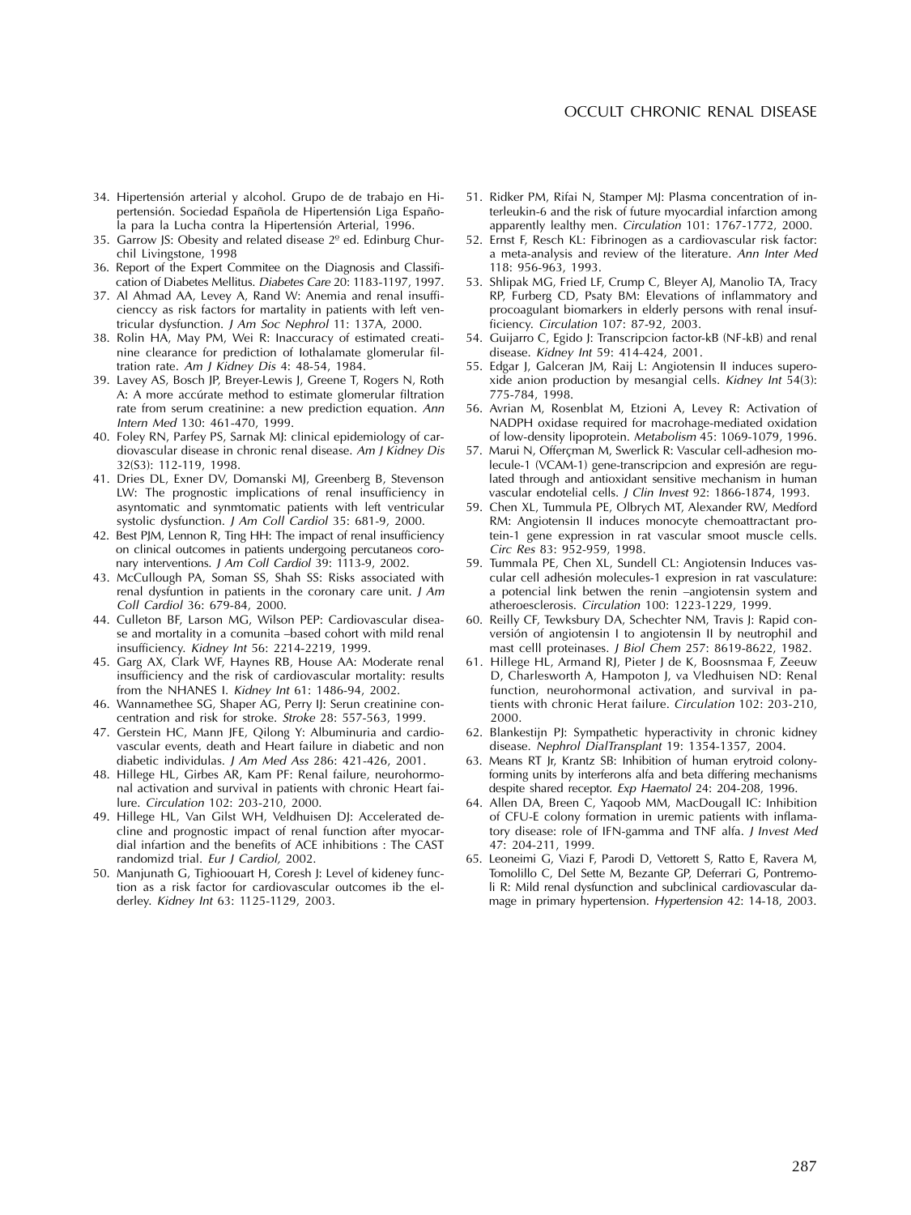34. Hipertensión arterial y alcohol. Grupo de de trabajo en Hipertensión. Sociedad Española de Hipertensión Liga Española para la Lucha contra la Hipertensión Arterial, 1996.
35. Garrow JS: Obesity and related disease 2º ed. Edinburg Churchil Livingstone, 1998
36. Report of the Expert Commitee on the Diagnosis and Classification of Diabetes Mellitus. *Diabetes Care* 20: 1183-1197, 1997.
37. Al Ahmad AA, Levey A, Rand W: Anemia and renal insufficienccy as risk factors for martality in patients with left ventricular dysfunction. *J Am Soc Nephrol* 11: 137A, 2000.
38. Rolin HA, May PM, Wei R: Inaccuracy of estimated creatinine clearance for prediction of Iothalamate glomerular filtration rate. *Am J Kidney Dis* 4: 48-54, 1984.
39. Lavey AS, Bosch JP, Breyer-Lewis J, Greene T, Rogers N, Roth A: A more accúrate method to estimate glomerular filtration rate from serum creatinine: a new prediction equation. *Ann Intern Med* 130: 461-470, 1999.
40. Foley RN, Parfey PS, Sarnak MJ: clinical epidemiology of cardiovascular disease in chronic renal disease. *Am J Kidney Dis* 32(S3): 112-119, 1998.
41. Dries DL, Exner DV, Domanski MJ, Greenberg B, Stevenson LW: The prognostic implications of renal insufficiency in asyntomatic and synmtomatic patients with left ventricular systolic dysfunction. *J Am Coll Cardiol* 35: 681-9, 2000.
42. Best PJM, Lennon R, Ting HH: The impact of renal insufficiency on clinical outcomes in patients undergoing percutaneos coronary interventions. *J Am Coll Cardiol* 39: 1113-9, 2002.
43. McCullough PA, Soman SS, Shah SS: Risks associated with renal dysfunction in patients in the coronary care unit. *J Am Coll Cardiol* 36: 679-84, 2000.
44. Culleton BF, Larson MG, Wilson PEP: Cardiovascular disease and mortality in a comunita –based cohort with mild renal insufficiency. *Kidney Int* 56: 2214-2219, 1999.
45. Garg AX, Clark WF, Haynes RB, House AA: Moderate renal insufficiency and the risk of cardiovascular mortality: results from the NHANES I. *Kidney Int* 61: 1486-94, 2002.
46. Wannamethee SG, Shaper AG, Perry IJ: Serun creatinine concentration and risk for stroke. *Stroke* 28: 557-563, 1999.
47. Gerstein HC, Mann JFE, Qilong Y: Albuminuria and cardiovascular events, death and Heart failure in diabetic and non diabetic individulas. *J Am Med Ass* 286: 421-426, 2001.
48. Hillege HL, Girbes AR, Kam PF: Renal failure, neurohormonal activation and survival in patients with chronic Heart failure. *Circulation* 102: 203-210, 2000.
49. Hillege HL, Van Gilst WH, Veldhuisen DJ: Accelerated decline and prognostic impact of renal function after myocardial infartion and the benefits of ACE inhibitions : The CAST randomizd trial. *Eur J Cardiol,* 2002.
50. Manjunath G, Tighioouart H, Coresh J: Level of kideney function as a risk factor for cardiovascular outcomes ib the elderley. *Kidney Int* 63: 1125-1129, 2003.
51. Ridker PM, Rifai N, Stamper MJ: Plasma concentration of interleukin-6 and the risk of future myocardial infarction among apparently lealthy men. *Circulation* 101: 1767-1772, 2000.
52. Ernst F, Resch KL: Fibrinogen as a cardiovascular risk factor: a meta-analysis and review of the literature. *Ann Inter Med* 118: 956-963, 1993.
53. Shlipak MG, Fried LF, Crump C, Bleyer AJ, Manolio TA, Tracy RP, Furberg CD, Psaty BM: Elevations of inflammatory and procoagulant biomarkers in elderly persons with renal insufficiency. *Circulation* 107: 87-92, 2003.
54. Guijarro C, Egido J: Transcripcion factor-kB (NF-kB) and renal disease. *Kidney Int* 59: 414-424, 2001.
55. Edgar J, Galceran JM, Raij L: Angiotensin II induces superoxide anion production by mesangial cells. *Kidney Int* 54(3): 775-784, 1998.
56. Avrian M, Rosenblat M, Etzioni A, Levey R: Activation of NADPH oxidase required for macrohage-mediated oxidation of low-density lipoprotein. *Metabolism* 45: 1069-1079, 1996.
57. Marui N, Offerçman M, Swerlick R: Vascular cell-adhesion molecule-1 (VCAM-1) gene-transcripcion and expresión are regulated through and antioxidant sensitive mechanism in human vascular endotelial cells. *J Clin Invest* 92: 1866-1874, 1993.
59. Chen XL, Tummula PE, Olbrych MT, Alexander RW, Medford RM: Angiotensin II induces monocyte chemoattractant protein-1 gene expression in rat vascular smoot muscle cells. *Circ Res* 83: 952-959, 1998.
59. Tummala PE, Chen XL, Sundell CL: Angiotensin Induces vascular cell adhesión molecules-1 expresion in rat vasculature: a potencial link betwen the renin –angiotensin system and atheroesclerosis. *Circulation* 100: 1223-1229, 1999.
60. Reilly CF, Tewksbury DA, Schechter NM, Travis J: Rapid conversión of angiotensin I to angiotensin II by neutrophil and mast celll proteinases. *J Biol Chem* 257: 8619-8622, 1982.
61. Hillege HL, Armand RJ, Pieter J de K, Boosnsmaa F, Zeeuw D, Charlesworth A, Hampoton J, va Vledhuisen ND: Renal function, neurohormonal activation, and survival in patients with chronic Herat failure. *Circulation* 102: 203-210, 2000.
62. Blankestijn PJ: Sympathetic hyperactivity in chronic kidney disease. *Nephrol DialTransplant* 19: 1354-1357, 2004.
63. Means RT Jr, Krantz SB: Inhibition of human erytroid colony-forming units by interferons alfa and beta differing mechanisms despite shared receptor. *Exp Haematol* 24: 204-208, 1996.
64. Allen DA, Breen C, Yaqoob MM, MacDougall IC: Inhibition of CFU-E colony formation in uremic patients with inflamatory disease: role of IFN-gamma and TNF alfa. *J Invest Med* 47: 204-211, 1999.
65. Leoneimi G, Viazi F, Parodi D, Vettorett S, Ratto E, Ravera M, Tomolillo C, Del Sette M, Bezante GP, Deferrari G, Pontremoli R: Mild renal dysfunction and subclinical cardiovascular damage in primary hypertension. *Hypertension* 42: 14-18, 2003.